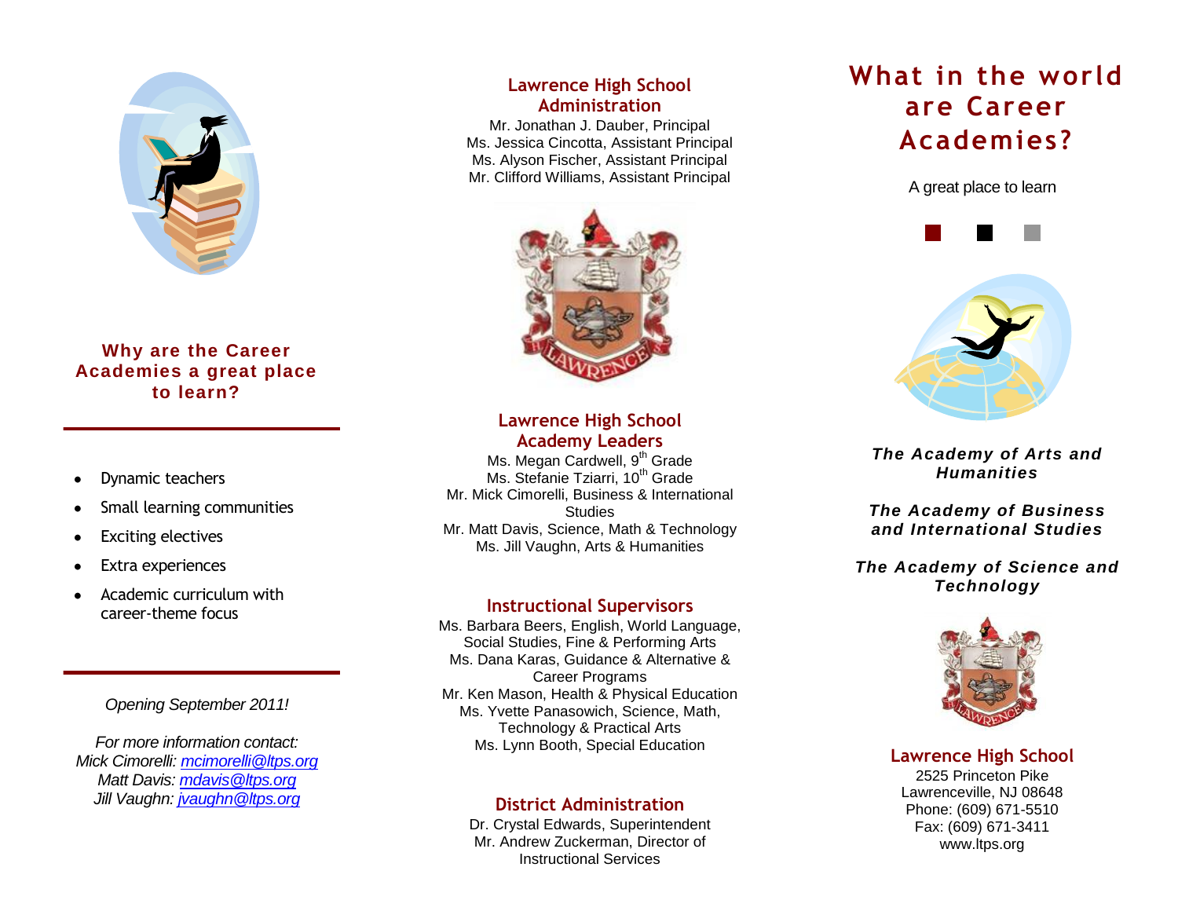## Why are the Career Academies a great place to learn?

- Dynamic teachers
- Small learning communities
- Exciting electives
- Extra experiences
- Academic curriculum with career-theme focus

*Opening September 2011!*

*For more information contact:*
*Mick Cimorelli: mcimorelli@ltps.org*
*Matt Davis: mdavis@ltps.org*
*Jill Vaughn: jvaughn@ltps.org*

## Lawrence High School Administration

Mr. Jonathan J. Dauber, Principal
Ms. Jessica Cincotta, Assistant Principal
Ms. Alyson Fischer, Assistant Principal
Mr. Clifford Williams, Assistant Principal

## Lawrence High School Academy Leaders

Ms. Megan Cardwell, 9th Grade
Ms. Stefanie Tziarri, 10th Grade
Mr. Mick Cimorelli, Business & International Studies
Mr. Matt Davis, Science, Math & Technology
Ms. Jill Vaughn, Arts & Humanities

## Instructional Supervisors

Ms. Barbara Beers, English, World Language, Social Studies, Fine & Performing Arts
Ms. Dana Karas, Guidance & Alternative & Career Programs
Mr. Ken Mason, Health & Physical Education
Ms. Yvette Panasowich, Science, Math, Technology & Practical Arts
Ms. Lynn Booth, Special Education

## District Administration

Dr. Crystal Edwards, Superintendent
Mr. Andrew Zuckerman, Director of Instructional Services

# What in the world are Career Academies?

A great place to learn

***The Academy of Arts and Humanities***

***The Academy of Business and International Studies***

***The Academy of Science and Technology***

## Lawrence High School

2525 Princeton Pike
Lawrenceville, NJ 08648
Phone: (609) 671-5510
Fax: (609) 671-3411
www.ltps.org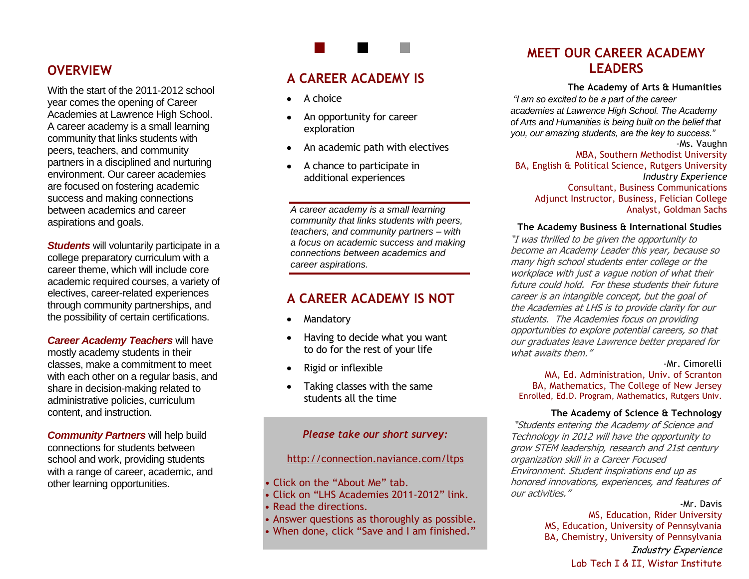## OVERVIEW

With the start of the 2011-2012 school year comes the opening of Career Academies at Lawrence High School. A career academy is a small learning community that links students with peers, teachers, and community partners in a disciplined and nurturing environment. Our career academies are focused on fostering academic success and making connections between academics and career aspirations and goals.

***Students*** will voluntarily participate in a college preparatory curriculum with a career theme, which will include core academic required courses, a variety of electives, career-related experiences through community partnerships, and the possibility of certain certifications.

***Career Academy Teachers*** will have mostly academy students in their classes, make a commitment to meet with each other on a regular basis, and share in decision-making related to administrative policies, curriculum content, and instruction.

***Community Partners*** will help build connections for students between school and work, providing students with a range of career, academic, and other learning opportunities.

## A CAREER ACADEMY IS

- A choice
- An opportunity for career exploration
- An academic path with electives
- A chance to participate in additional experiences

*A career academy is a small learning community that links students with peers, teachers, and community partners – with a focus on academic success and making connections between academics and career aspirations.*

## A CAREER ACADEMY IS NOT

- Mandatory
- Having to decide what you want to do for the rest of your life
- Rigid or inflexible
- Taking classes with the same students all the time

***Please take our short survey:***

http://connection.naviance.com/ltps

- Click on the "About Me" tab.
- Click on "LHS Academies 2011-2012" link.
- Read the directions.
- Answer questions as thoroughly as possible.
- When done, click "Save and I am finished."

## MEET OUR CAREER ACADEMY LEADERS

**The Academy of Arts & Humanities**

*"I am so excited to be a part of the career academies at Lawrence High School. The Academy of Arts and Humanities is being built on the belief that you, our amazing students, are the key to success."*

-Ms. Vaughn

MBA, Southern Methodist University
BA, English & Political Science, Rutgers University
*Industry Experience*
Consultant, Business Communications
Adjunct Instructor, Business, Felician College
Analyst, Goldman Sachs

**The Academy Business & International Studies**

*"I was thrilled to be given the opportunity to become an Academy Leader this year, because so many high school students enter college or the workplace with just a vague notion of what their future could hold. For these students their future career is an intangible concept, but the goal of the Academies at LHS is to provide clarity for our students. The Academies focus on providing opportunities to explore potential careers, so that our graduates leave Lawrence better prepared for what awaits them."*

-Mr. Cimorelli

MA, Ed. Administration, Univ. of Scranton
BA, Mathematics, The College of New Jersey
Enrolled, Ed.D. Program, Mathematics, Rutgers Univ.

**The Academy of Science & Technology**

*"Students entering the Academy of Science and Technology in 2012 will have the opportunity to grow STEM leadership, research and 21st century organization skill in a Career Focused Environment. Student inspirations end up as honored innovations, experiences, and features of our activities."*

-Mr. Davis

MS, Education, Rider University
MS, Education, University of Pennsylvania
BA, Chemistry, University of Pennsylvania
*Industry Experience*
Lab Tech I & II, Wistar Institute